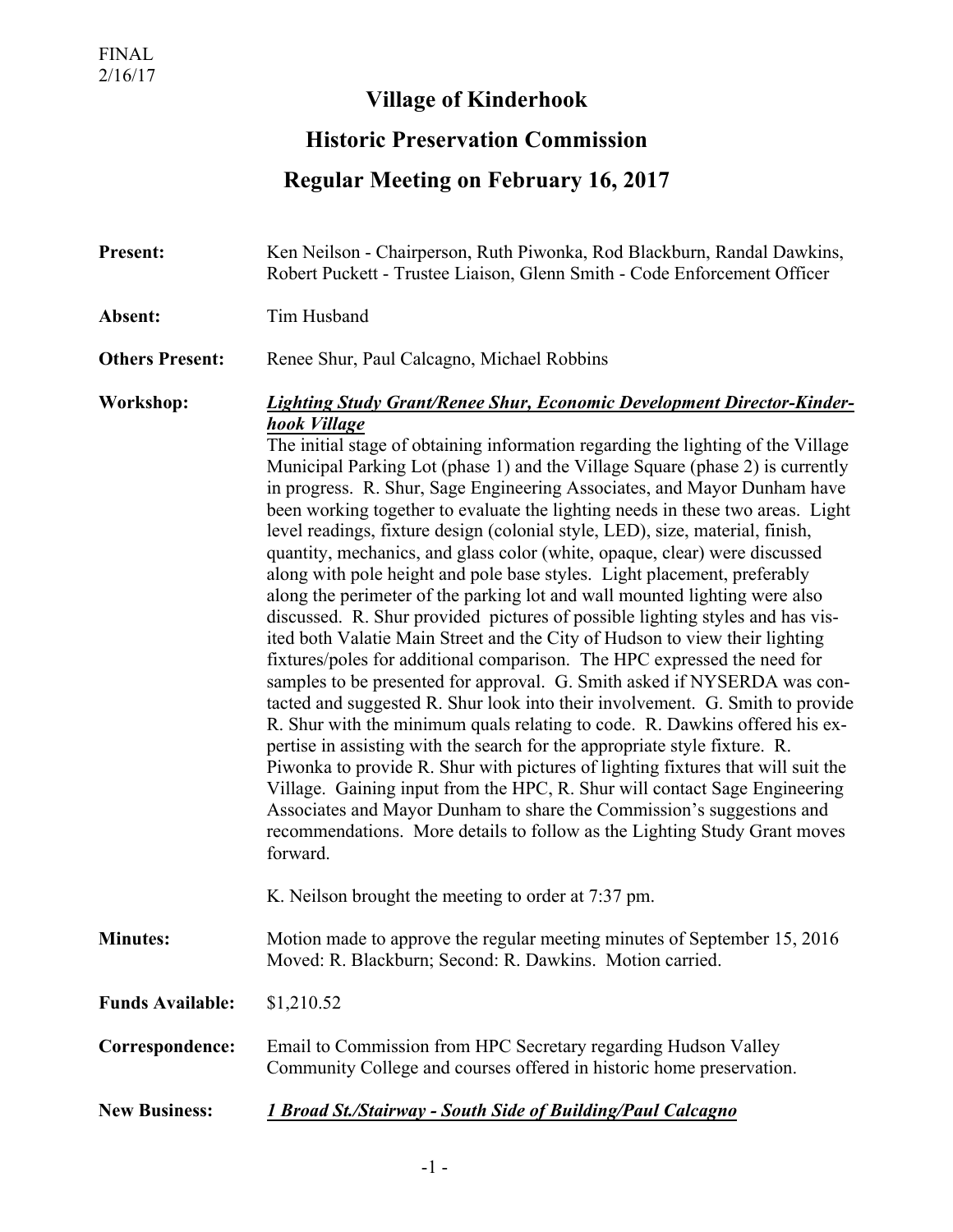FINAL
2/16/17

# Village of Kinderhook

## Historic Preservation Commission

## Regular Meeting on February 16, 2017

**Present:** Ken Neilson - Chairperson, Ruth Piwonka, Rod Blackburn, Randal Dawkins, Robert Puckett - Trustee Liaison, Glenn Smith - Code Enforcement Officer

**Absent:** Tim Husband

**Others Present:** Renee Shur, Paul Calcagno, Michael Robbins

**Workshop:** ***Lighting Study Grant/Renee Shur, Economic Development Director-Kinderhook Village***

The initial stage of obtaining information regarding the lighting of the Village Municipal Parking Lot (phase 1) and the Village Square (phase 2) is currently in progress. R. Shur, Sage Engineering Associates, and Mayor Dunham have been working together to evaluate the lighting needs in these two areas. Light level readings, fixture design (colonial style, LED), size, material, finish, quantity, mechanics, and glass color (white, opaque, clear) were discussed along with pole height and pole base styles. Light placement, preferably along the perimeter of the parking lot and wall mounted lighting were also discussed. R. Shur provided pictures of possible lighting styles and has visited both Valatie Main Street and the City of Hudson to view their lighting fixtures/poles for additional comparison. The HPC expressed the need for samples to be presented for approval. G. Smith asked if NYSERDA was contacted and suggested R. Shur look into their involvement. G. Smith to provide R. Shur with the minimum quals relating to code. R. Dawkins offered his expertise in assisting with the search for the appropriate style fixture. R. Piwonka to provide R. Shur with pictures of lighting fixtures that will suit the Village. Gaining input from the HPC, R. Shur will contact Sage Engineering Associates and Mayor Dunham to share the Commission's suggestions and recommendations. More details to follow as the Lighting Study Grant moves forward.

K. Neilson brought the meeting to order at 7:37 pm.

**Minutes:** Motion made to approve the regular meeting minutes of September 15, 2016 Moved: R. Blackburn; Second: R. Dawkins. Motion carried.

**Funds Available:** $1,210.52

**Correspondence:** Email to Commission from HPC Secretary regarding Hudson Valley Community College and courses offered in historic home preservation.

**New Business:** ***1 Broad St./Stairway - South Side of Building/Paul Calcagno***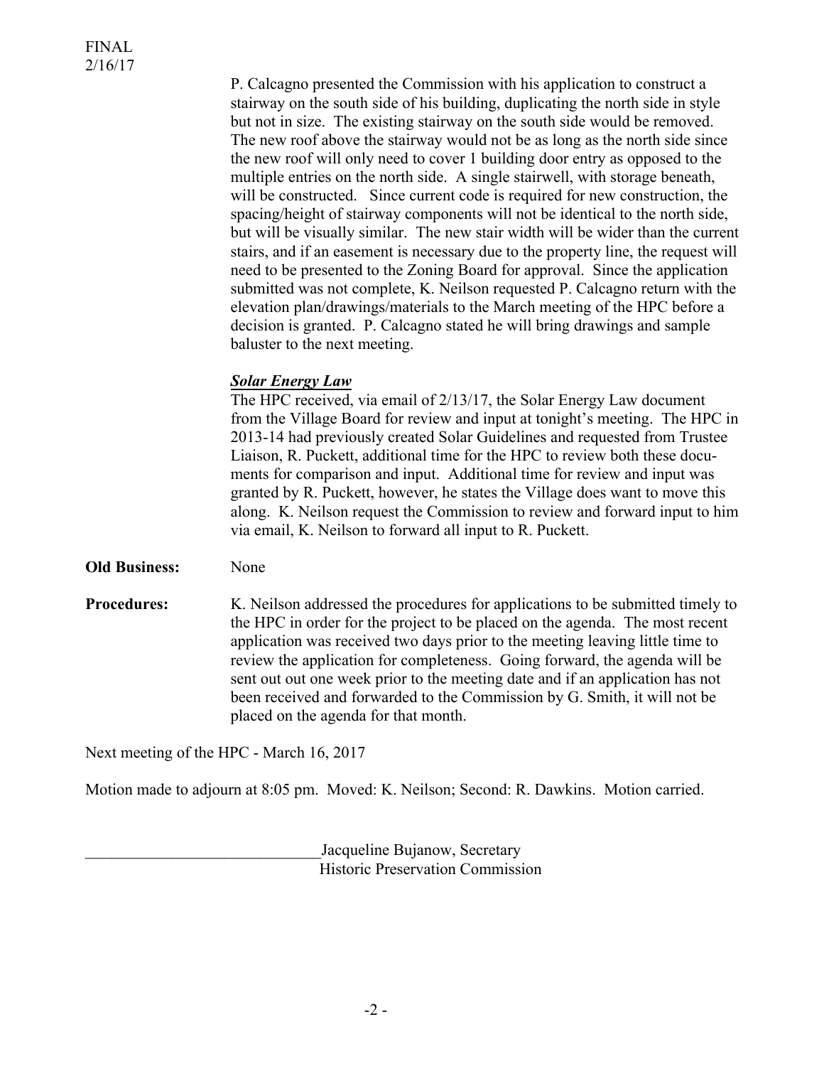FINAL
2/16/17

P. Calcagno presented the Commission with his application to construct a stairway on the south side of his building, duplicating the north side in style but not in size. The existing stairway on the south side would be removed. The new roof above the stairway would not be as long as the north side since the new roof will only need to cover 1 building door entry as opposed to the multiple entries on the north side. A single stairwell, with storage beneath, will be constructed. Since current code is required for new construction, the spacing/height of stairway components will not be identical to the north side, but will be visually similar. The new stair width will be wider than the current stairs, and if an easement is necessary due to the property line, the request will need to be presented to the Zoning Board for approval. Since the application submitted was not complete, K. Neilson requested P. Calcagno return with the elevation plan/drawings/materials to the March meeting of the HPC before a decision is granted. P. Calcagno stated he will bring drawings and sample baluster to the next meeting.

***Solar Energy Law***

The HPC received, via email of 2/13/17, the Solar Energy Law document from the Village Board for review and input at tonight's meeting. The HPC in 2013-14 had previously created Solar Guidelines and requested from Trustee Liaison, R. Puckett, additional time for the HPC to review both these documents for comparison and input. Additional time for review and input was granted by R. Puckett, however, he states the Village does want to move this along. K. Neilson request the Commission to review and forward input to him via email, K. Neilson to forward all input to R. Puckett.

**Old Business:** None

**Procedures:** K. Neilson addressed the procedures for applications to be submitted timely to the HPC in order for the project to be placed on the agenda. The most recent application was received two days prior to the meeting leaving little time to review the application for completeness. Going forward, the agenda will be sent out out one week prior to the meeting date and if an application has not been received and forwarded to the Commission by G. Smith, it will not be placed on the agenda for that month.

Next meeting of the HPC - March 16, 2017

Motion made to adjourn at 8:05 pm. Moved: K. Neilson; Second: R. Dawkins. Motion carried.

_____________________________ Jacqueline Bujanow, Secretary
Historic Preservation Commission